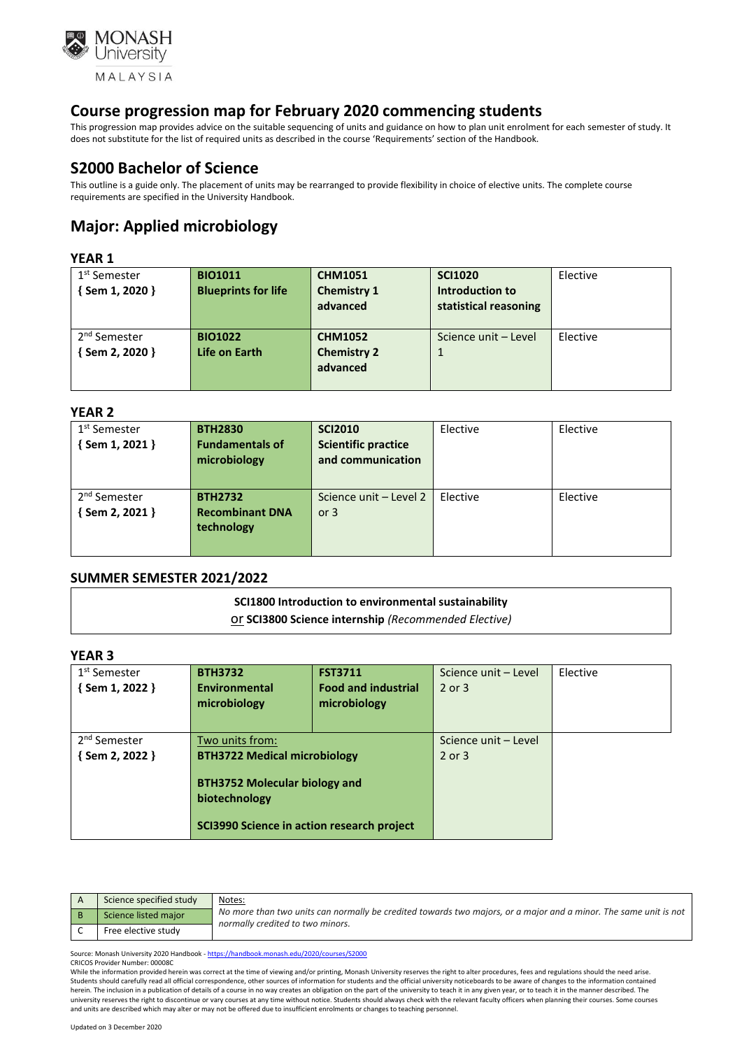MONASH University MALAYSIA

# Course progression map for February 2020 commencing students

This progression map provides advice on the suitable sequencing of units and guidance on how to plan unit enrolment for each semester of study. It does not substitute for the list of required units as described in the course 'Requirements' section of the Handbook.

## S2000 Bachelor of Science

This outline is a guide only. The placement of units may be rearranged to provide flexibility in choice of elective units. The complete course requirements are specified in the University Handbook.

## Major: Applied microbiology

### YEAR 1

| | | | | |
|---|---|---|---|---|
| 1st Semester { Sem 1, 2020 } | **BIO1011 Blueprints for life** | **CHM1051 Chemistry 1 advanced** | **SCI1020 Introduction to statistical reasoning** | Elective |
| 2nd Semester { Sem 2, 2020 } | **BIO1022 Life on Earth** | **CHM1052 Chemistry 2 advanced** | Science unit – Level 1 | Elective |

### YEAR 2

| | | | | |
|---|---|---|---|---|
| 1st Semester { Sem 1, 2021 } | **BTH2830 Fundamentals of microbiology** | **SCI2010 Scientific practice and communication** | Elective | Elective |
| 2nd Semester { Sem 2, 2021 } | **BTH2732 Recombinant DNA technology** | Science unit – Level 2 or 3 | Elective | Elective |

### SUMMER SEMESTER 2021/2022

**SCI1800 Introduction to environmental sustainability**
or **SCI3800 Science internship** *(Recommended Elective)*

### YEAR 3

| | | | | |
|---|---|---|---|---|
| 1st Semester { Sem 1, 2022 } | **BTH3732 Environmental microbiology** | **FST3711 Food and industrial microbiology** | Science unit – Level 2 or 3 | Elective |
| 2nd Semester { Sem 2, 2022 } | Two units from: **BTH3722 Medical microbiology** **BTH3752 Molecular biology and biotechnology** **SCI3990 Science in action research project** | | Science unit – Level 2 or 3 | |

| | | |
|---|---|---|
| A | Science specified study | Notes: *No more than two units can normally be credited towards two majors, or a major and a minor. The same unit is not normally credited to two minors.* |
| B | Science listed major | |
| C | Free elective study | |

Source: Monash University 2020 Handbook - https://handbook.monash.edu/2020/courses/S2000

CRICOS Provider Number: 00008C

While the information provided herein was correct at the time of viewing and/or printing, Monash University reserves the right to alter procedures, fees and regulations should the need arise. Students should carefully read all official correspondence, other sources of information for students and the official university noticeboards to be aware of changes to the information contained herein. The inclusion in a publication of details of a course in no way creates an obligation on the part of the university to teach it in any given year, or to teach it in the manner described. The university reserves the right to discontinue or vary courses at any time without notice. Students should always check with the relevant faculty officers when planning their courses. Some courses and units are described which may alter or may not be offered due to insufficient enrolments or changes to teaching personnel.

Updated on 3 December 2020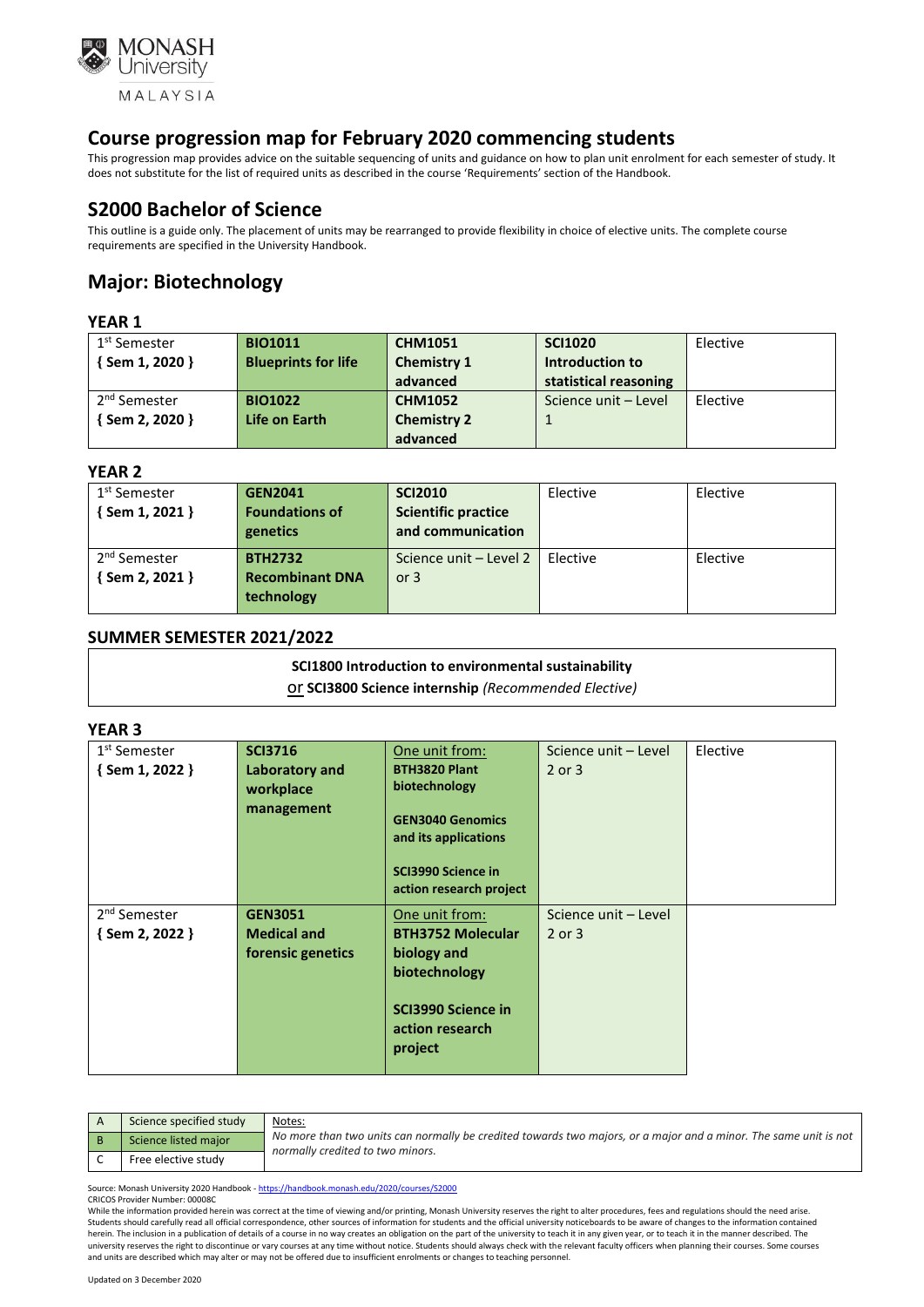MONASH University MALAYSIA

# Course progression map for February 2020 commencing students

This progression map provides advice on the suitable sequencing of units and guidance on how to plan unit enrolment for each semester of study. It does not substitute for the list of required units as described in the course 'Requirements' section of the Handbook.

## S2000 Bachelor of Science

This outline is a guide only. The placement of units may be rearranged to provide flexibility in choice of elective units. The complete course requirements are specified in the University Handbook.

## Major: Biotechnology

### YEAR 1

| | | | | |
|---|---|---|---|---|
| 1st Semester { Sem 1, 2020 } | **BIO1011 Blueprints for life** | **CHM1051 Chemistry 1 advanced** | **SCI1020 Introduction to statistical reasoning** | Elective |
| 2nd Semester { Sem 2, 2020 } | **BIO1022 Life on Earth** | **CHM1052 Chemistry 2 advanced** | Science unit – Level 1 | Elective |

### YEAR 2

| | | | | |
|---|---|---|---|---|
| 1st Semester { Sem 1, 2021 } | **GEN2041 Foundations of genetics** | **SCI2010 Scientific practice and communication** | Elective | Elective |
| 2nd Semester { Sem 2, 2021 } | **BTH2732 Recombinant DNA technology** | Science unit – Level 2 or 3 | Elective | Elective |

### SUMMER SEMESTER 2021/2022

**SCI1800 Introduction to environmental sustainability**
or **SCI3800 Science internship** *(Recommended Elective)*

### YEAR 3

| | | | | |
|---|---|---|---|---|
| 1st Semester { Sem 1, 2022 } | **SCI3716 Laboratory and workplace management** | One unit from: **BTH3820 Plant biotechnology** **GEN3040 Genomics and its applications** **SCI3990 Science in action research project** | Science unit – Level 2 or 3 | Elective |
| 2nd Semester { Sem 2, 2022 } | **GEN3051 Medical and forensic genetics** | One unit from: **BTH3752 Molecular biology and biotechnology** **SCI3990 Science in action research project** | Science unit – Level 2 or 3 | |

| | | |
|---|---|---|
| A | Science specified study | Notes: *No more than two units can normally be credited towards two majors, or a major and a minor. The same unit is not normally credited to two minors.* |
| B | Science listed major | |
| C | Free elective study | |

Source: Monash University 2020 Handbook - https://handbook.monash.edu/2020/courses/S2000
CRICOS Provider Number: 00008C
While the information provided herein was correct at the time of viewing and/or printing, Monash University reserves the right to alter procedures, fees and regulations should the need arise. Students should carefully read all official correspondence, other sources of information for students and the official university noticeboards to be aware of changes to the information contained herein. The inclusion in a publication of details of a course in no way creates an obligation on the part of the university to teach it in any given year, or to teach it in the manner described. The university reserves the right to discontinue or vary courses at any time without notice. Students should always check with the relevant faculty officers when planning their courses. Some courses and units are described which may alter or may not be offered due to insufficient enrolments or changes to teaching personnel.

Updated on 3 December 2020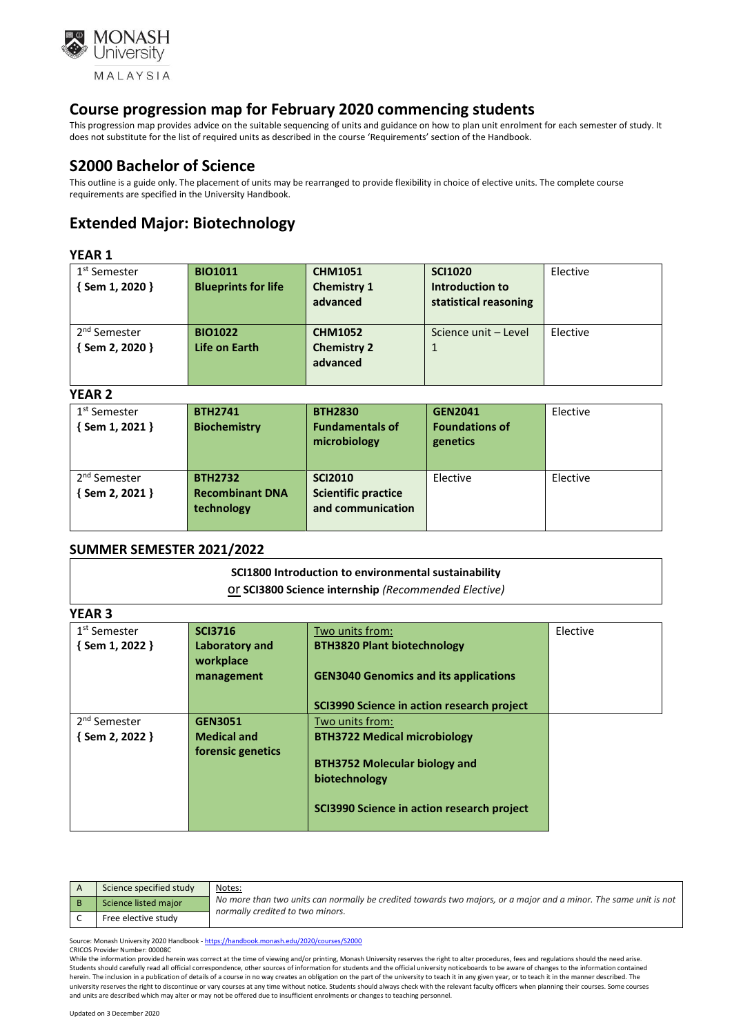# Course progression map for February 2020 commencing students

This progression map provides advice on the suitable sequencing of units and guidance on how to plan unit enrolment for each semester of study. It does not substitute for the list of required units as described in the course 'Requirements' section of the Handbook.

## S2000 Bachelor of Science

This outline is a guide only. The placement of units may be rearranged to provide flexibility in choice of elective units. The complete course requirements are specified in the University Handbook.

## Extended Major: Biotechnology

### YEAR 1

| | | | | |
|---|---|---|---|---|
| 1st Semester { Sem 1, 2020 } | **BIO1011 Blueprints for life** | **CHM1051 Chemistry 1 advanced** | **SCI1020 Introduction to statistical reasoning** | Elective |
| 2nd Semester { Sem 2, 2020 } | **BIO1022 Life on Earth** | **CHM1052 Chemistry 2 advanced** | Science unit – Level 1 | Elective |

### YEAR 2

| | | | | |
|---|---|---|---|---|
| 1st Semester { Sem 1, 2021 } | **BTH2741 Biochemistry** | **BTH2830 Fundamentals of microbiology** | **GEN2041 Foundations of genetics** | Elective |
| 2nd Semester { Sem 2, 2021 } | **BTH2732 Recombinant DNA technology** | **SCI2010 Scientific practice and communication** | Elective | Elective |

### SUMMER SEMESTER 2021/2022

**SCI1800 Introduction to environmental sustainability**
or **SCI3800 Science internship** *(Recommended Elective)*

### YEAR 3

| | | | |
|---|---|---|---|
| 1st Semester { Sem 1, 2022 } | **SCI3716 Laboratory and workplace management** | Two units from: **BTH3820 Plant biotechnology**; **GEN3040 Genomics and its applications**; **SCI3990 Science in action research project** | Elective |
| 2nd Semester { Sem 2, 2022 } | **GEN3051 Medical and forensic genetics** | Two units from: **BTH3722 Medical microbiology**; **BTH3752 Molecular biology and biotechnology**; **SCI3990 Science in action research project** | |

| | | |
|---|---|---|
| A | Science specified study | Notes: *No more than two units can normally be credited towards two majors, or a major and a minor. The same unit is not normally credited to two minors.* |
| B | Science listed major | |
| C | Free elective study | |

Source: Monash University 2020 Handbook - https://handbook.monash.edu/2020/courses/S2000
CRICOS Provider Number: 00008C
While the information provided herein was correct at the time of viewing and/or printing, Monash University reserves the right to alter procedures, fees and regulations should the need arise. Students should carefully read all official correspondence, other sources of information for students and the official university noticeboards to be aware of changes to the information contained herein. The inclusion in a publication of details of a course in no way creates an obligation on the part of the university to teach it in any given year, or to teach it in the manner described. The university reserves the right to discontinue or vary courses at any time without notice. Students should always check with the relevant faculty officers when planning their courses. Some courses and units are described which may alter or may not be offered due to insufficient enrolments or changes to teaching personnel.

Updated on 3 December 2020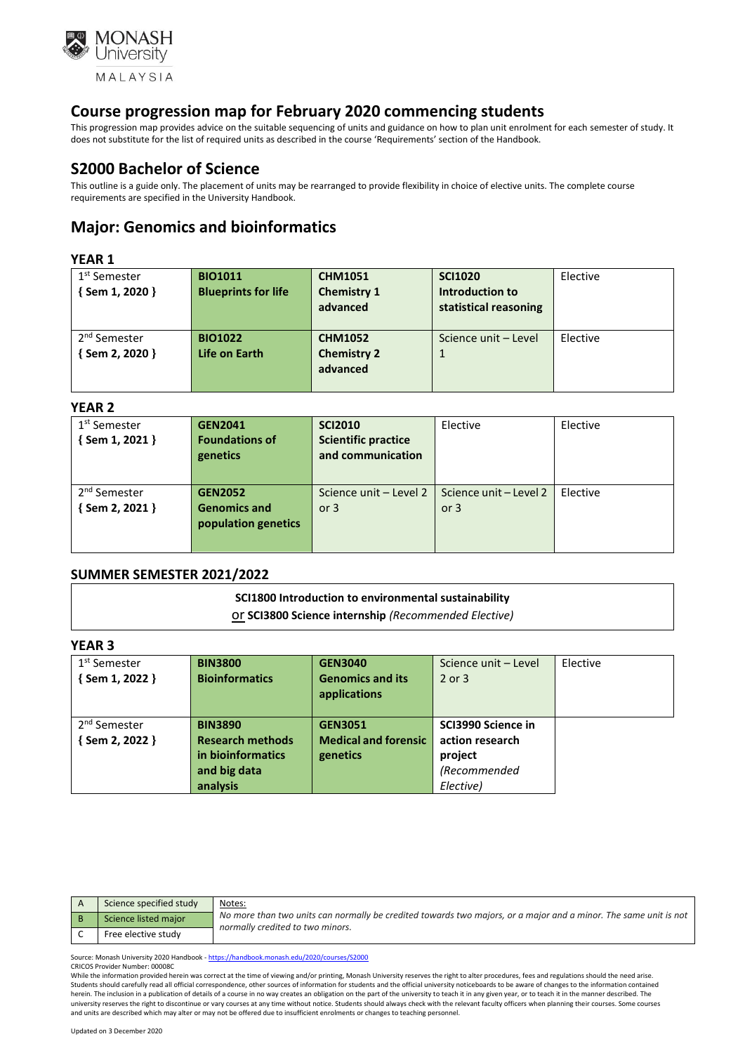# Course progression map for February 2020 commencing students

This progression map provides advice on the suitable sequencing of units and guidance on how to plan unit enrolment for each semester of study. It does not substitute for the list of required units as described in the course 'Requirements' section of the Handbook.

## S2000 Bachelor of Science

This outline is a guide only. The placement of units may be rearranged to provide flexibility in choice of elective units. The complete course requirements are specified in the University Handbook.

## Major: Genomics and bioinformatics

### YEAR 1

| Semester | | | | |
|---|---|---|---|---|
| 1st Semester { Sem 1, 2020 } | **BIO1011 Blueprints for life** | **CHM1051 Chemistry 1 advanced** | **SCI1020 Introduction to statistical reasoning** | Elective |
| 2nd Semester { Sem 2, 2020 } | **BIO1022 Life on Earth** | **CHM1052 Chemistry 2 advanced** | Science unit – Level 1 | Elective |

### YEAR 2

| Semester | | | | |
|---|---|---|---|---|
| 1st Semester { Sem 1, 2021 } | **GEN2041 Foundations of genetics** | **SCI2010 Scientific practice and communication** | Elective | Elective |
| 2nd Semester { Sem 2, 2021 } | **GEN2052 Genomics and population genetics** | Science unit – Level 2 or 3 | Science unit – Level 2 or 3 | Elective |

### SUMMER SEMESTER 2021/2022

**SCI1800 Introduction to environmental sustainability**
or **SCI3800 Science internship** *(Recommended Elective)*

### YEAR 3

| Semester | | | | |
|---|---|---|---|---|
| 1st Semester { Sem 1, 2022 } | **BIN3800 Bioinformatics** | **GEN3040 Genomics and its applications** | Science unit – Level 2 or 3 | Elective |
| 2nd Semester { Sem 2, 2022 } | **BIN3890 Research methods in bioinformatics and big data analysis** | **GEN3051 Medical and forensic genetics** | **SCI3990 Science in action research project** *(Recommended Elective)* | |

| | |
|---|---|
| A | Science specified study |
| B | Science listed major |
| C | Free elective study |

Notes:
*No more than two units can normally be credited towards two majors, or a major and a minor. The same unit is not normally credited to two minors.*

Source: Monash University 2020 Handbook - https://handbook.monash.edu/2020/courses/S2000
CRICOS Provider Number: 00008C
While the information provided herein was correct at the time of viewing and/or printing, Monash University reserves the right to alter procedures, fees and regulations should the need arise. Students should carefully read all official correspondence, other sources of information for students and the official university noticeboards to be aware of changes to the information contained herein. The inclusion in a publication of details of a course in no way creates an obligation on the part of the university to teach it in any given year, or to teach it in the manner described. The university reserves the right to discontinue or vary courses at any time without notice. Students should always check with the relevant faculty officers when planning their courses. Some courses and units are described which may alter or may not be offered due to insufficient enrolments or changes to teaching personnel.

Updated on 3 December 2020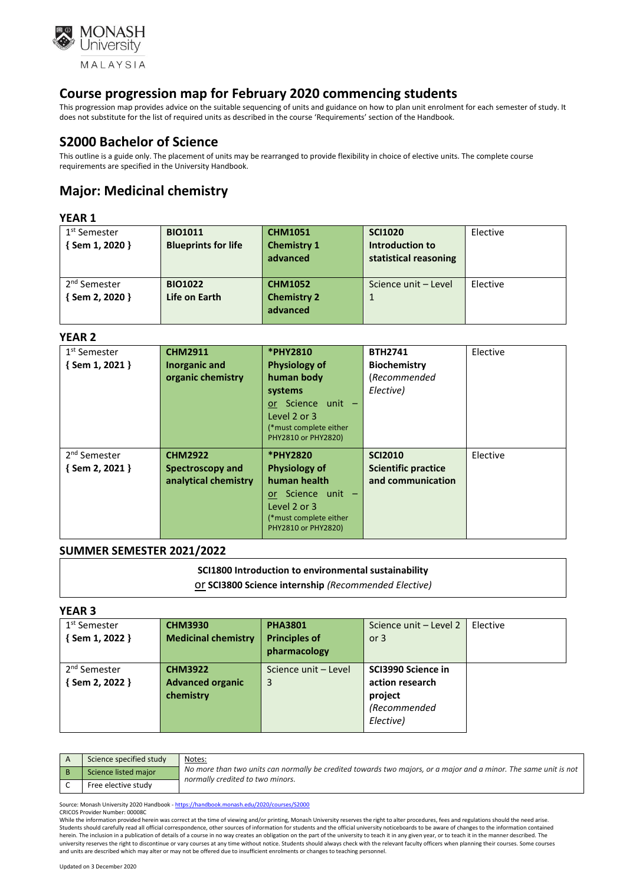# Course progression map for February 2020 commencing students

This progression map provides advice on the suitable sequencing of units and guidance on how to plan unit enrolment for each semester of study. It does not substitute for the list of required units as described in the course 'Requirements' section of the Handbook.

## S2000 Bachelor of Science

This outline is a guide only. The placement of units may be rearranged to provide flexibility in choice of elective units. The complete course requirements are specified in the University Handbook.

## Major: Medicinal chemistry

### YEAR 1

| | | | | |
|---|---|---|---|---|
| 1st Semester { Sem 1, 2020 } | **BIO1011 Blueprints for life** | **CHM1051 Chemistry 1 advanced** | **SCI1020 Introduction to statistical reasoning** | Elective |
| 2nd Semester { Sem 2, 2020 } | **BIO1022 Life on Earth** | **CHM1052 Chemistry 2 advanced** | Science unit – Level 1 | Elective |

### YEAR 2

| | | | | |
|---|---|---|---|---|
| 1st Semester { Sem 1, 2021 } | **CHM2911 Inorganic and organic chemistry** | ***PHY2810 Physiology of human body systems** or Science unit – Level 2 or 3 (*must complete either PHY2810 or PHY2820) | **BTH2741 Biochemistry** (*Recommended Elective)* | Elective |
| 2nd Semester { Sem 2, 2021 } | **CHM2922 Spectroscopy and analytical chemistry** | ***PHY2820 Physiology of human health** or Science unit – Level 2 or 3 (*must complete either PHY2810 or PHY2820) | **SCI2010 Scientific practice and communication** | Elective |

### SUMMER SEMESTER 2021/2022

**SCI1800 Introduction to environmental sustainability**
or **SCI3800 Science internship** *(Recommended Elective)*

### YEAR 3

| | | | | |
|---|---|---|---|---|
| 1st Semester { Sem 1, 2022 } | **CHM3930 Medicinal chemistry** | **PHA3801 Principles of pharmacology** | Science unit – Level 2 or 3 | Elective |
| 2nd Semester { Sem 2, 2022 } | **CHM3922 Advanced organic chemistry** | Science unit – Level 3 | **SCI3990 Science in action research project** *(Recommended Elective)* | |

| | | |
|---|---|---|
| A | Science specified study | Notes: *No more than two units can normally be credited towards two majors, or a major and a minor. The same unit is not normally credited to two minors.* |
| B | Science listed major | |
| C | Free elective study | |

Source: Monash University 2020 Handbook - https://handbook.monash.edu/2020/courses/S2000
CRICOS Provider Number: 00008C
While the information provided herein was correct at the time of viewing and/or printing, Monash University reserves the right to alter procedures, fees and regulations should the need arise. Students should carefully read all official correspondence, other sources of information for students and the official university noticeboards to be aware of changes to the information contained herein. The inclusion in a publication of details of a course in no way creates an obligation on the part of the university to teach it in any given year, or to teach it in the manner described. The university reserves the right to discontinue or vary courses at any time without notice. Students should always check with the relevant faculty officers when planning their courses. Some courses and units are described which may alter or may not be offered due to insufficient enrolments or changes to teaching personnel.

Updated on 3 December 2020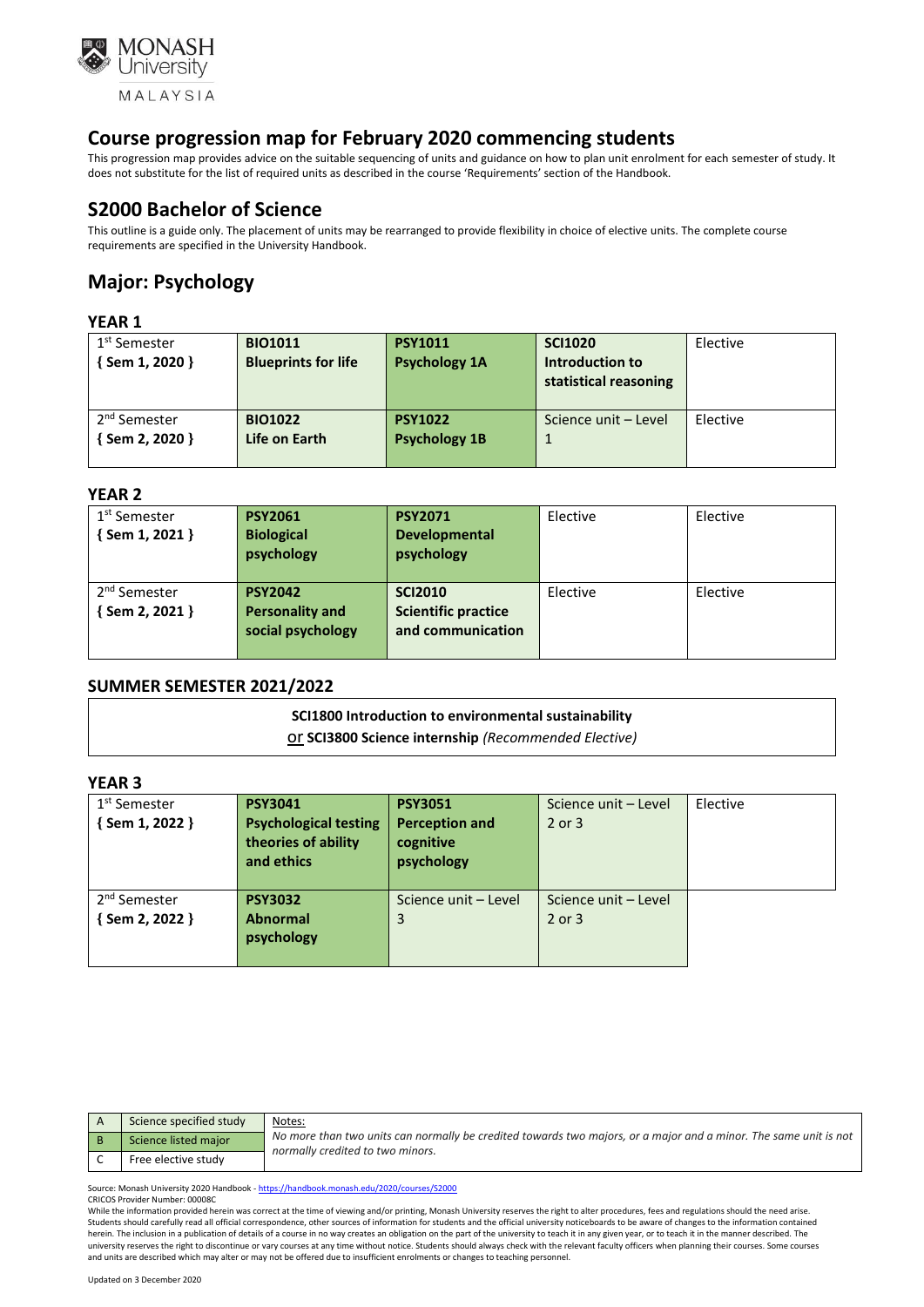MONASH University MALAYSIA

# Course progression map for February 2020 commencing students

This progression map provides advice on the suitable sequencing of units and guidance on how to plan unit enrolment for each semester of study. It does not substitute for the list of required units as described in the course 'Requirements' section of the Handbook.

## S2000 Bachelor of Science

This outline is a guide only. The placement of units may be rearranged to provide flexibility in choice of elective units. The complete course requirements are specified in the University Handbook.

## Major: Psychology

### YEAR 1

| | | | | |
|---|---|---|---|---|
| 1st Semester { Sem 1, 2020 } | **BIO1011 Blueprints for life** | **PSY1011 Psychology 1A** | **SCI1020 Introduction to statistical reasoning** | Elective |
| 2nd Semester { Sem 2, 2020 } | **BIO1022 Life on Earth** | **PSY1022 Psychology 1B** | Science unit – Level 1 | Elective |

### YEAR 2

| | | | | |
|---|---|---|---|---|
| 1st Semester { Sem 1, 2021 } | **PSY2061 Biological psychology** | **PSY2071 Developmental psychology** | Elective | Elective |
| 2nd Semester { Sem 2, 2021 } | **PSY2042 Personality and social psychology** | **SCI2010 Scientific practice and communication** | Elective | Elective |

### SUMMER SEMESTER 2021/2022

**SCI1800 Introduction to environmental sustainability**
or **SCI3800 Science internship** *(Recommended Elective)*

### YEAR 3

| | | | | |
|---|---|---|---|---|
| 1st Semester { Sem 1, 2022 } | **PSY3041 Psychological testing theories of ability and ethics** | **PSY3051 Perception and cognitive psychology** | Science unit – Level 2 or 3 | Elective |
| 2nd Semester { Sem 2, 2022 } | **PSY3032 Abnormal psychology** | Science unit – Level 3 | Science unit – Level 2 or 3 | |

| | | |
|---|---|---|
| A | Science specified study | Notes: *No more than two units can normally be credited towards two majors, or a major and a minor. The same unit is not normally credited to two minors.* |
| B | Science listed major | |
| C | Free elective study | |

Source: Monash University 2020 Handbook - https://handbook.monash.edu/2020/courses/S2000
CRICOS Provider Number: 00008C
While the information provided herein was correct at the time of viewing and/or printing, Monash University reserves the right to alter procedures, fees and regulations should the need arise. Students should carefully read all official correspondence, other sources of information for students and the official university noticeboards to be aware of changes to the information contained herein. The inclusion in a publication of details of a course in no way creates an obligation on the part of the university to teach it in any given year, or to teach it in the manner described. The university reserves the right to discontinue or vary courses at any time without notice. Students should always check with the relevant faculty officers when planning their courses. Some courses and units are described which may alter or may not be offered due to insufficient enrolments or changes to teaching personnel.

Updated on 3 December 2020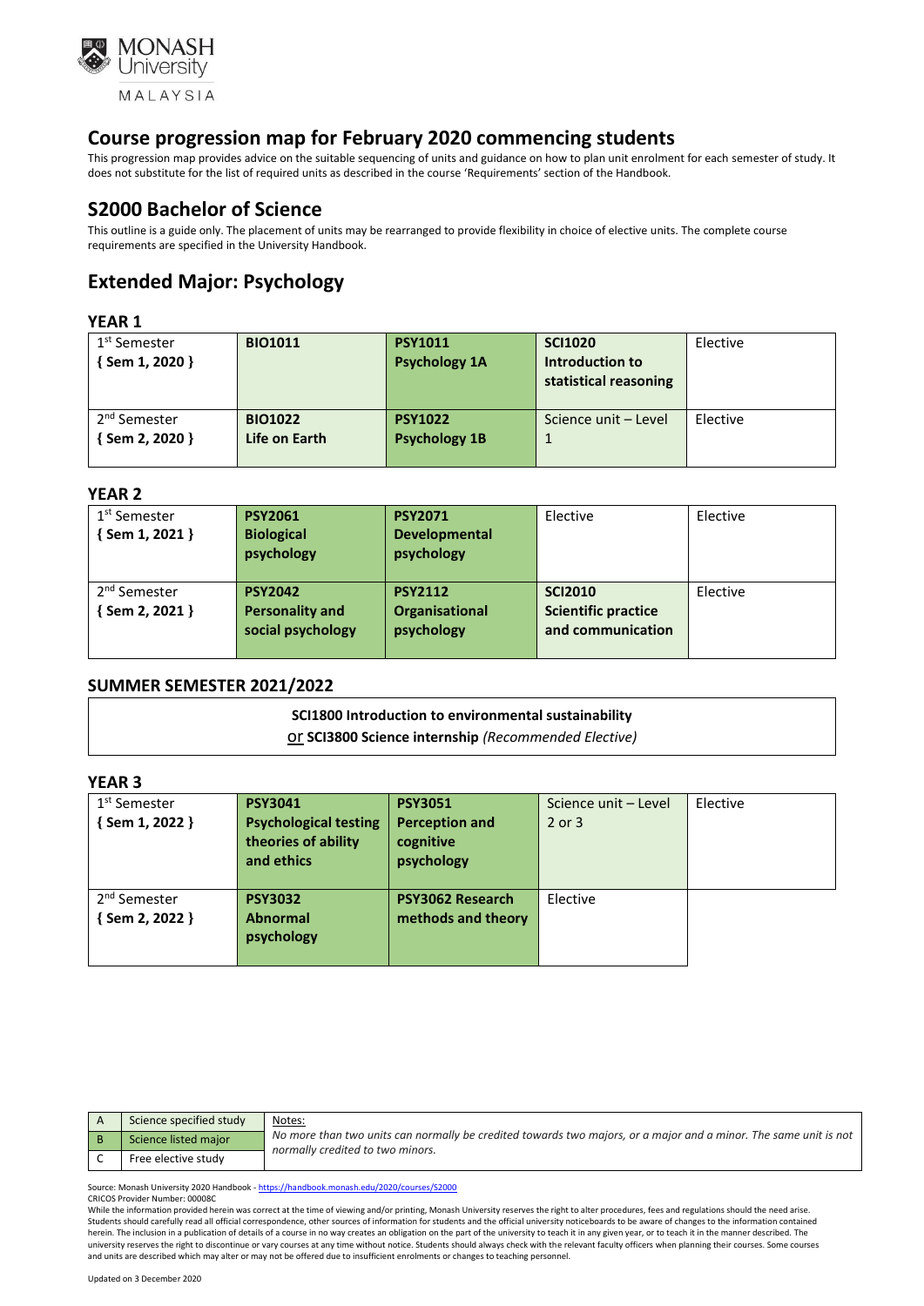# Course progression map for February 2020 commencing students

This progression map provides advice on the suitable sequencing of units and guidance on how to plan unit enrolment for each semester of study. It does not substitute for the list of required units as described in the course 'Requirements' section of the Handbook.

## S2000 Bachelor of Science

This outline is a guide only. The placement of units may be rearranged to provide flexibility in choice of elective units. The complete course requirements are specified in the University Handbook.

## Extended Major: Psychology

### YEAR 1

| | | | | |
|---|---|---|---|---|
| 1st Semester { Sem 1, 2020 } | **BIO1011** | **PSY1011 Psychology 1A** | **SCI1020 Introduction to statistical reasoning** | Elective |
| 2nd Semester { Sem 2, 2020 } | **BIO1022 Life on Earth** | **PSY1022 Psychology 1B** | Science unit – Level 1 | Elective |

### YEAR 2

| | | | | |
|---|---|---|---|---|
| 1st Semester { Sem 1, 2021 } | **PSY2061 Biological psychology** | **PSY2071 Developmental psychology** | Elective | Elective |
| 2nd Semester { Sem 2, 2021 } | **PSY2042 Personality and social psychology** | **PSY2112 Organisational psychology** | **SCI2010 Scientific practice and communication** | Elective |

### SUMMER SEMESTER 2021/2022

**SCI1800 Introduction to environmental sustainability**
or **SCI3800 Science internship** *(Recommended Elective)*

### YEAR 3

| | | | | |
|---|---|---|---|---|
| 1st Semester { Sem 1, 2022 } | **PSY3041 Psychological testing theories of ability and ethics** | **PSY3051 Perception and cognitive psychology** | Science unit – Level 2 or 3 | Elective |
| 2nd Semester { Sem 2, 2022 } | **PSY3032 Abnormal psychology** | **PSY3062 Research methods and theory** | Elective | |

| | | |
|---|---|---|
| A | Science specified study | Notes: *No more than two units can normally be credited towards two majors, or a major and a minor. The same unit is not normally credited to two minors.* |
| B | Science listed major | |
| C | Free elective study | |

Source: Monash University 2020 Handbook - https://handbook.monash.edu/2020/courses/S2000
CRICOS Provider Number: 00008C
While the information provided herein was correct at the time of viewing and/or printing, Monash University reserves the right to alter procedures, fees and regulations should the need arise. Students should carefully read all official correspondence, other sources of information for students and the official university noticeboards to be aware of changes to the information contained herein. The inclusion in a publication of details of a course in no way creates an obligation on the part of the university to teach it in any given year, or to teach it in the manner described. The university reserves the right to discontinue or vary courses at any time without notice. Students should always check with the relevant faculty officers when planning their courses. Some courses and units are described which may alter or may not be offered due to insufficient enrolments or changes to teaching personnel.

Updated on 3 December 2020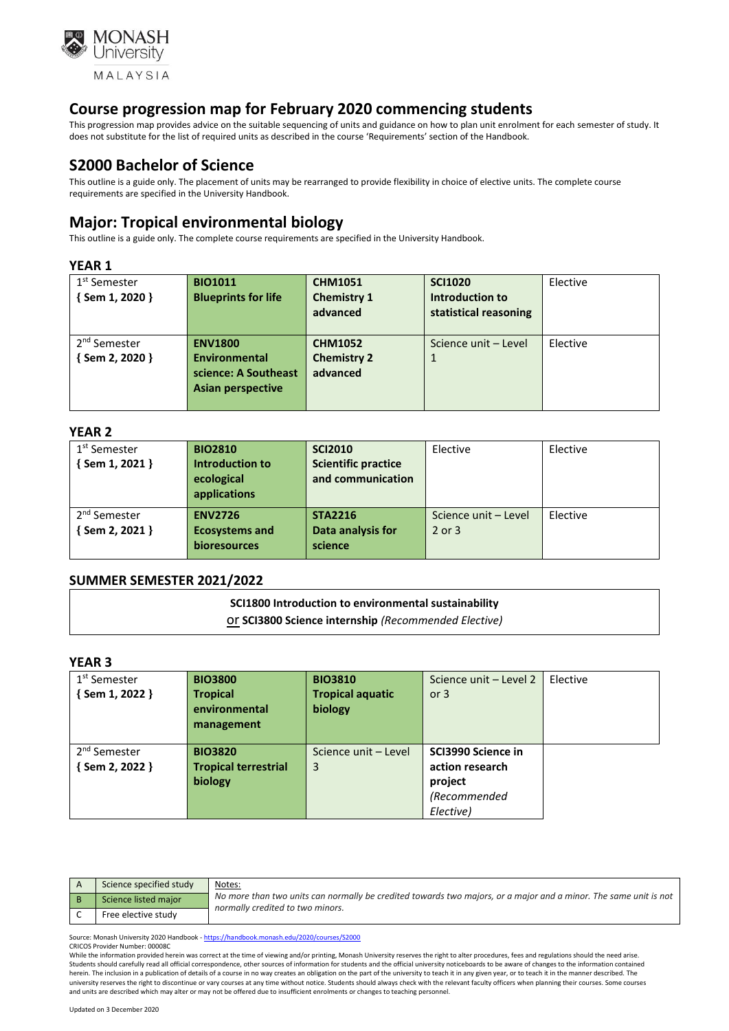# Course progression map for February 2020 commencing students

This progression map provides advice on the suitable sequencing of units and guidance on how to plan unit enrolment for each semester of study. It does not substitute for the list of required units as described in the course 'Requirements' section of the Handbook.

## S2000 Bachelor of Science

This outline is a guide only. The placement of units may be rearranged to provide flexibility in choice of elective units. The complete course requirements are specified in the University Handbook.

## Major: Tropical environmental biology

This outline is a guide only. The complete course requirements are specified in the University Handbook.

### YEAR 1

| | | | | |
|---|---|---|---|---|
| 1st Semester { Sem 1, 2020 } | **BIO1011 Blueprints for life** | **CHM1051 Chemistry 1 advanced** | **SCI1020 Introduction to statistical reasoning** | Elective |
| 2nd Semester { Sem 2, 2020 } | **ENV1800 Environmental science: A Southeast Asian perspective** | **CHM1052 Chemistry 2 advanced** | Science unit – Level 1 | Elective |

### YEAR 2

| | | | | |
|---|---|---|---|---|
| 1st Semester { Sem 1, 2021 } | **BIO2810 Introduction to ecological applications** | **SCI2010 Scientific practice and communication** | Elective | Elective |
| 2nd Semester { Sem 2, 2021 } | **ENV2726 Ecosystems and bioresources** | **STA2216 Data analysis for science** | Science unit – Level 2 or 3 | Elective |

### SUMMER SEMESTER 2021/2022

**SCI1800 Introduction to environmental sustainability**
or **SCI3800 Science internship** *(Recommended Elective)*

### YEAR 3

| | | | | |
|---|---|---|---|---|
| 1st Semester { Sem 1, 2022 } | **BIO3800 Tropical environmental management** | **BIO3810 Tropical aquatic biology** | Science unit – Level 2 or 3 | Elective |
| 2nd Semester { Sem 2, 2022 } | **BIO3820 Tropical terrestrial biology** | Science unit – Level 3 | **SCI3990 Science in action research project** *(Recommended Elective)* | |

| | |
|---|---|
| A | Science specified study |
| B | Science listed major |
| C | Free elective study |

Notes:
*No more than two units can normally be credited towards two majors, or a major and a minor. The same unit is not normally credited to two minors.*

Source: Monash University 2020 Handbook - https://handbook.monash.edu/2020/courses/S2000
CRICOS Provider Number: 00008C
While the information provided herein was correct at the time of viewing and/or printing, Monash University reserves the right to alter procedures, fees and regulations should the need arise. Students should carefully read all official correspondence, other sources of information for students and the official university noticeboards to be aware of changes to the information contained herein. The inclusion in a publication of details of a course in no way creates an obligation on the part of the university to teach it in any given year, or to teach it in the manner described. The university reserves the right to discontinue or vary courses at any time without notice. Students should always check with the relevant faculty officers when planning their courses. Some courses and units are described which may alter or may not be offered due to insufficient enrolments or changes to teaching personnel.

Updated on 3 December 2020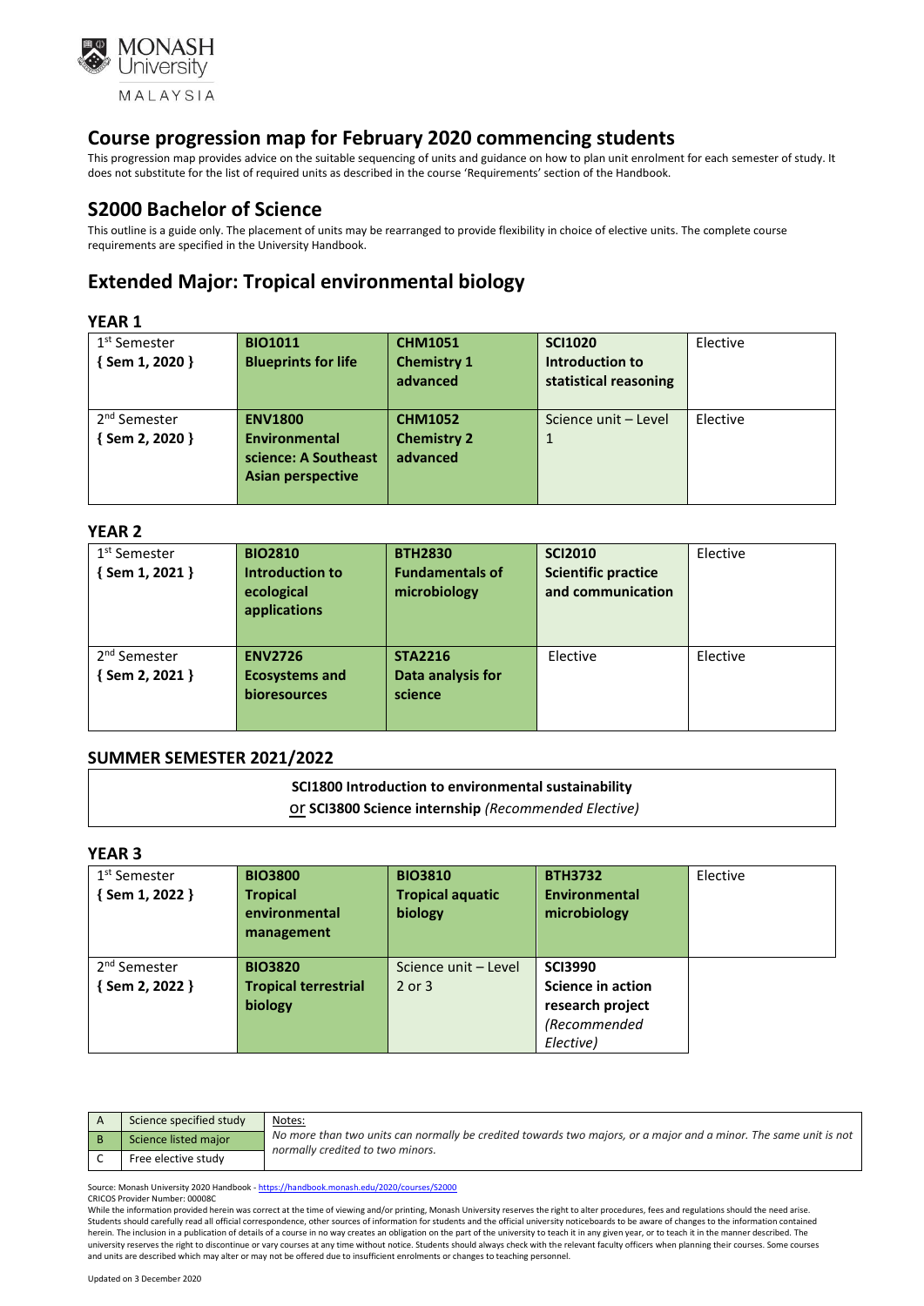MONASH University MALAYSIA

# Course progression map for February 2020 commencing students

This progression map provides advice on the suitable sequencing of units and guidance on how to plan unit enrolment for each semester of study. It does not substitute for the list of required units as described in the course 'Requirements' section of the Handbook.

## S2000 Bachelor of Science

This outline is a guide only. The placement of units may be rearranged to provide flexibility in choice of elective units. The complete course requirements are specified in the University Handbook.

## Extended Major: Tropical environmental biology

### YEAR 1

| | | | | |
|---|---|---|---|---|
| 1st Semester { Sem 1, 2020 } | **BIO1011 Blueprints for life** | **CHM1051 Chemistry 1 advanced** | **SCI1020 Introduction to statistical reasoning** | Elective |
| 2nd Semester { Sem 2, 2020 } | **ENV1800 Environmental science: A Southeast Asian perspective** | **CHM1052 Chemistry 2 advanced** | Science unit – Level 1 | Elective |

### YEAR 2

| | | | | |
|---|---|---|---|---|
| 1st Semester { Sem 1, 2021 } | **BIO2810 Introduction to ecological applications** | **BTH2830 Fundamentals of microbiology** | **SCI2010 Scientific practice and communication** | Elective |
| 2nd Semester { Sem 2, 2021 } | **ENV2726 Ecosystems and bioresources** | **STA2216 Data analysis for science** | Elective | Elective |

### SUMMER SEMESTER 2021/2022

**SCI1800 Introduction to environmental sustainability**
or **SCI3800 Science internship** *(Recommended Elective)*

### YEAR 3

| | | | | |
|---|---|---|---|---|
| 1st Semester { Sem 1, 2022 } | **BIO3800 Tropical environmental management** | **BIO3810 Tropical aquatic biology** | **BTH3732 Environmental microbiology** | Elective |
| 2nd Semester { Sem 2, 2022 } | **BIO3820 Tropical terrestrial biology** | Science unit – Level 2 or 3 | **SCI3990 Science in action research project** *(Recommended Elective)* | |

| | | |
|---|---|---|
| A | Science specified study | Notes: *No more than two units can normally be credited towards two majors, or a major and a minor. The same unit is not normally credited to two minors.* |
| B | Science listed major | |
| C | Free elective study | |

Source: Monash University 2020 Handbook - https://handbook.monash.edu/2020/courses/S2000
CRICOS Provider Number: 00008C
While the information provided herein was correct at the time of viewing and/or printing, Monash University reserves the right to alter procedures, fees and regulations should the need arise. Students should carefully read all official correspondence, other sources of information for students and the official university noticeboards to be aware of changes to the information contained herein. The inclusion in a publication of details of a course in no way creates an obligation on the part of the university to teach it in any given year, or to teach it in the manner described. The university reserves the right to discontinue or vary courses at any time without notice. Students should always check with the relevant faculty officers when planning their courses. Some courses and units are described which may alter or may not be offered due to insufficient enrolments or changes to teaching personnel.

Updated on 3 December 2020